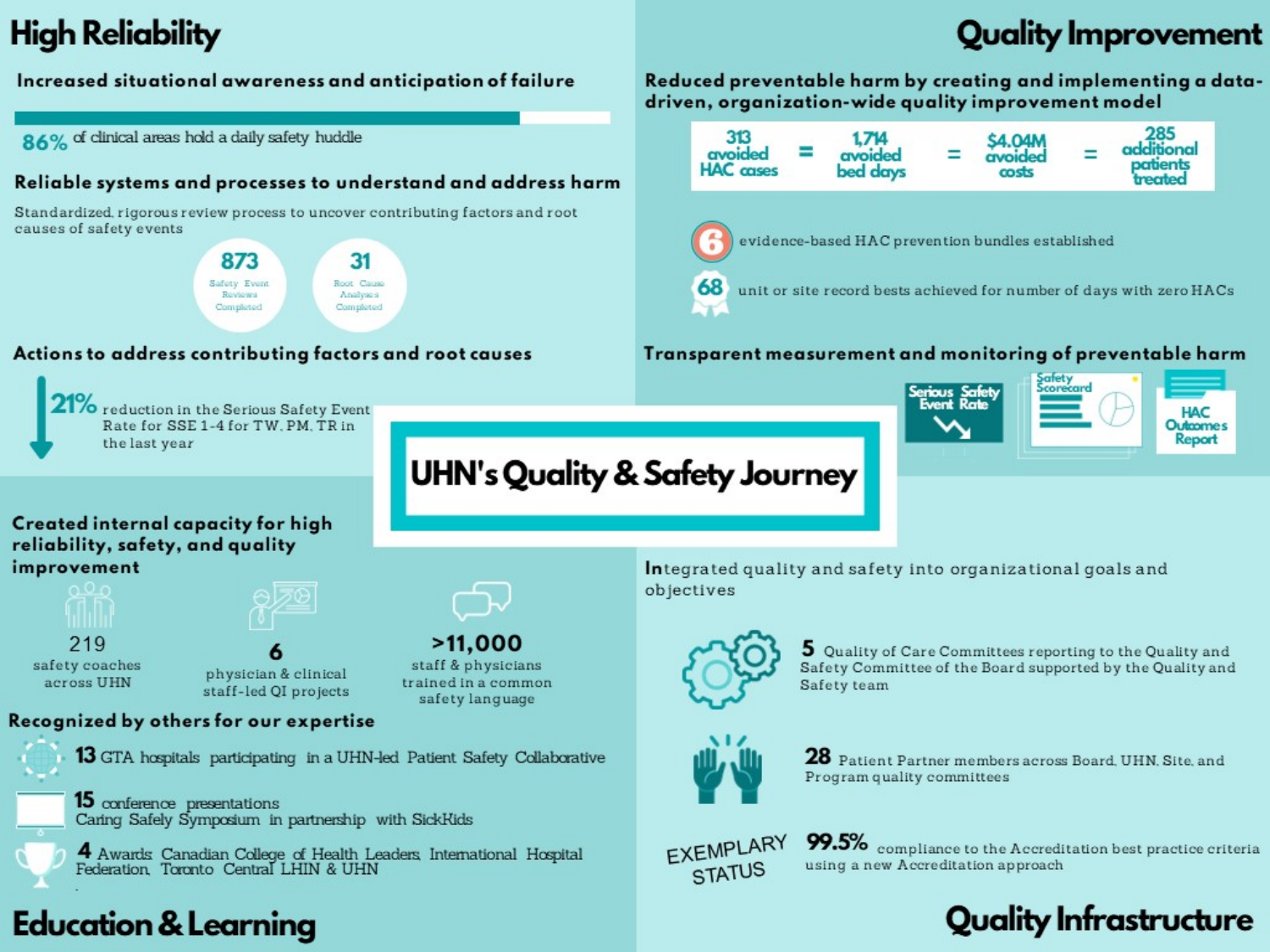# UHN's Quality & Safety Journey

## High Reliability

### Increased situational awareness and anticipation of failure

**86%** of clinical areas hold a daily safety huddle

### Reliable systems and processes to understand and address harm

Standardized, rigorous review process to uncover contributing factors and root causes of safety events

- **873** Safety Event Reviews Completed
- **31** Root Cause Analyses Completed

### Actions to address contributing factors and root causes

**21%** reduction in the Serious Safety Event Rate for SSE 1-4 for TW, PM, TR in the last year

## Quality Improvement

### Reduced preventable harm by creating and implementing a data-driven, organization-wide quality improvement model

313 avoided HAC cases = 1,714 avoided bed days = $4.04M avoided costs = 285 additional patients treated

**6** evidence-based HAC prevention bundles established

**68** unit or site record bests achieved for number of days with zero HACs

### Transparent measurement and monitoring of preventable harm

- Serious Safety Event Rate
- Safety Scorecard
- HAC Outcomes Report

## Education & Learning

### Created internal capacity for high reliability, safety, and quality improvement

- **219** safety coaches across UHN
- **6** physician & clinical staff-led QI projects
- **>11,000** staff & physicians trained in a common safety language

### Recognized by others for our expertise

**13** GTA hospitals participating in a UHN-led Patient Safety Collaborative

**15** conference presentations
Caring Safely Symposium in partnership with SickKids

**4** Awards: Canadian College of Health Leaders, International Hospital Federation, Toronto Central LHIN & UHN

## Quality Infrastructure

### Integrated quality and safety into organizational goals and objectives

**5** Quality of Care Committees reporting to the Quality and Safety Committee of the Board supported by the Quality and Safety team

**28** Patient Partner members across Board, UHN, Site, and Program quality committees

EXEMPLARY STATUS

**99.5%** compliance to the Accreditation best practice criteria using a new Accreditation approach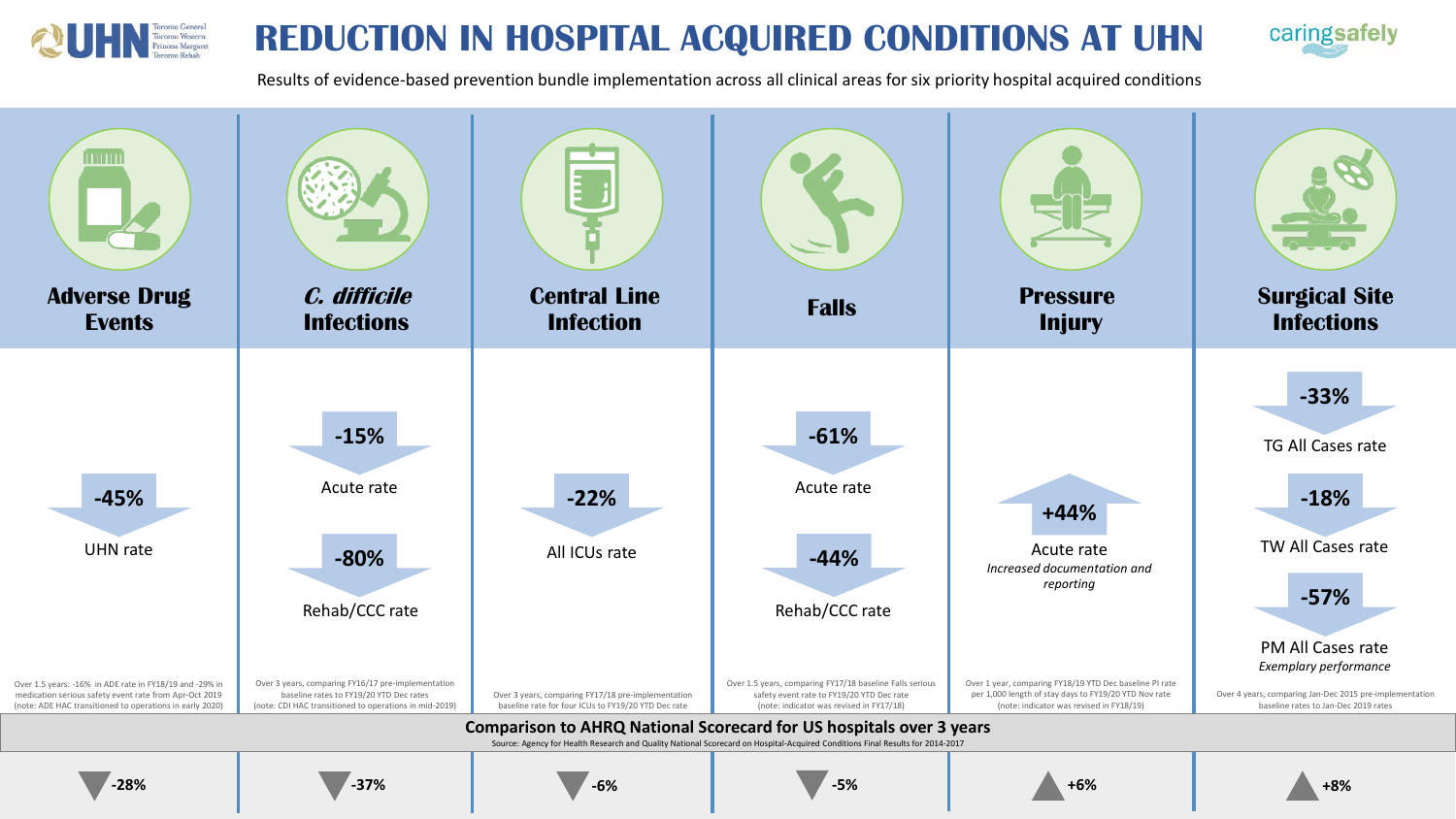# REDUCTION IN HOSPITAL ACQUIRED CONDITIONS AT UHN

Results of evidence-based prevention bundle implementation across all clinical areas for six priority hospital acquired conditions

## Adverse Drug Events

**-45%**

UHN rate

Over 1.5 years: -16% in ADE rate in FY18/19 and -29% in medication serious safety event rate from Apr-Oct 2019 (note: ADE HAC transitioned to operations in early 2020)

## *C. difficile* Infections

**-15%**

Acute rate

**-80%**

Rehab/CCC rate

Over 3 years, comparing FY16/17 pre-implementation baseline rates to FY19/20 YTD Dec rates (note: CDI HAC transitioned to operations in mid-2019)

## Central Line Infection

**-22%**

All ICUs rate

Over 3 years, comparing FY17/18 pre-implementation baseline rate for four ICUs to FY19/20 YTD Dec rate

## Falls

**-61%**

Acute rate

**-44%**

Rehab/CCC rate

Over 1.5 years, comparing FY17/18 baseline Falls serious safety event rate to FY19/20 YTD Dec rate (note: indicator was revised in FY17/18)

## Pressure Injury

**+44%**

Acute rate

*Increased documentation and reporting*

Over 1 year, comparing FY18/19 YTD Dec baseline PI rate per 1,000 length of stay days to FY19/20 YTD Nov rate (note: indicator was revised in FY18/19)

## Surgical Site Infections

**-33%**

TG All Cases rate

**-18%**

TW All Cases rate

**-57%**

PM All Cases rate

*Exemplary performance*

Over 4 years, comparing Jan-Dec 2015 pre-implementation baseline rates to Jan-Dec 2019 rates

## Comparison to AHRQ National Scorecard for US hospitals over 3 years

Source: Agency for Health Research and Quality National Scorecard on Hospital-Acquired Conditions Final Results for 2014-2017

| Adverse Drug Events | C. difficile Infections | Central Line Infection | Falls | Pressure Injury | Surgical Site Infections |
|---|---|---|---|---|---|
| ▼ -28% | ▼ -37% | ▼ -6% | ▼ -5% | ▲ +6% | ▲ +8% |